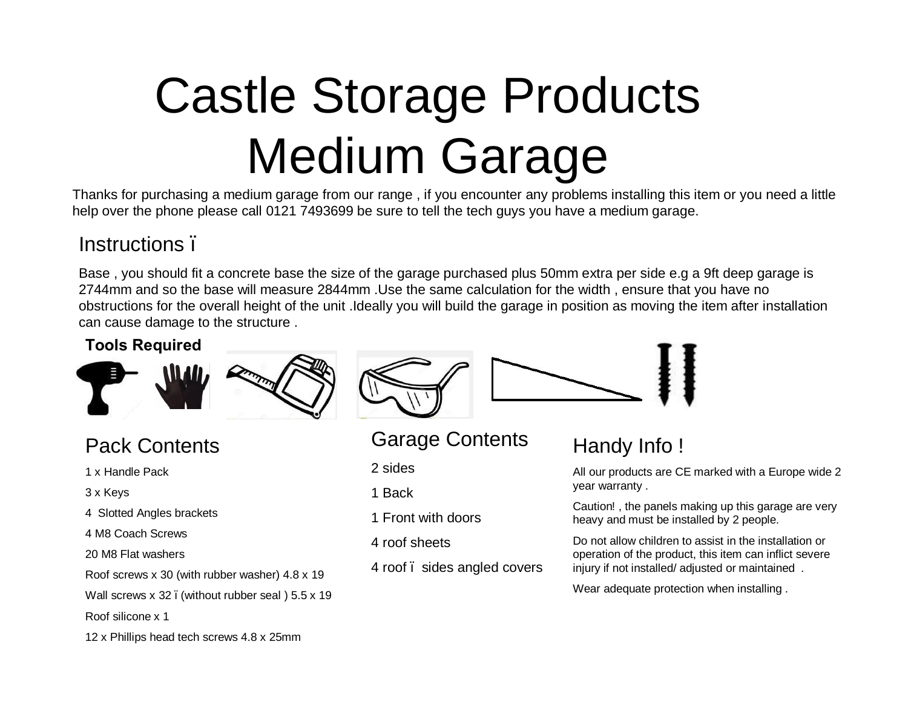# Castle Storage Products
# Medium Garage

Thanks for purchasing a medium garage from our range , if you encounter any problems installing this item or you need a little help over the phone please call 0121 7493699 be sure to tell the tech guys you have a medium garage.

## Instructions ï

Base , you should fit a concrete base the size of the garage purchased plus 50mm extra per side e.g a 9ft deep garage is 2744mm and so the base will measure 2844mm .Use the same calculation for the width , ensure that you have no obstructions for the overall height of the unit .Ideally you will build the garage in position as moving the item after installation can cause damage to the structure .

**Tools Required**

## Pack Contents

1 x Handle Pack

3 x Keys

4 Slotted Angles brackets

4 M8 Coach Screws

20 M8 Flat washers

Roof screws x 30 (with rubber washer) 4.8 x 19

Wall screws x 32 ï (without rubber seal ) 5.5 x 19

Roof silicone x 1

12 x Phillips head tech screws 4.8 x 25mm

## Garage Contents

2 sides

1 Back

1 Front with doors

4 roof sheets

4 roof ï sides angled covers

## Handy Info !

All our products are CE marked with a Europe wide 2 year warranty .

Caution! , the panels making up this garage are very heavy and must be installed by 2 people.

Do not allow children to assist in the installation or operation of the product, this item can inflict severe injury if not installed/ adjusted or maintained .

Wear adequate protection when installing .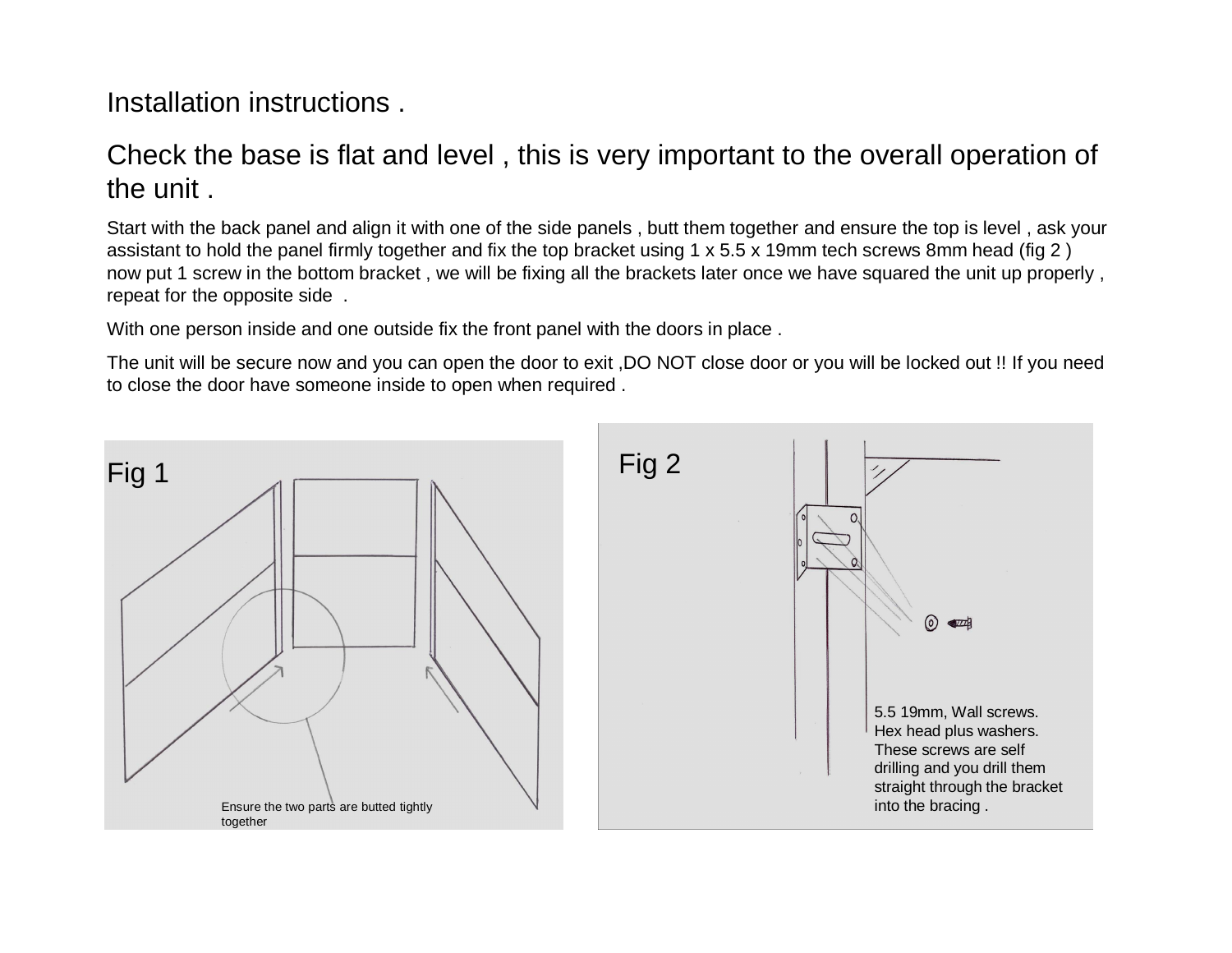# Installation instructions .

## Check the base is flat and level , this is very important to the overall operation of the unit .

Start with the back panel and align it with one of the side panels , butt them together and ensure the top is level , ask your assistant to hold the panel firmly together and fix the top bracket using 1 x 5.5 x 19mm tech screws 8mm head (fig 2 ) now put 1 screw in the bottom bracket , we will be fixing all the brackets later once we have squared the unit up properly , repeat for the opposite side .

With one person inside and one outside fix the front panel with the doors in place .

The unit will be secure now and you can open the door to exit ,DO NOT close door or you will be locked out !! If you need to close the door have someone inside to open when required .

Fig 1

Ensure the two parts are butted tightly together

Fig 2

5.5 19mm, Wall screws. Hex head plus washers. These screws are self drilling and you drill them straight through the bracket into the bracing .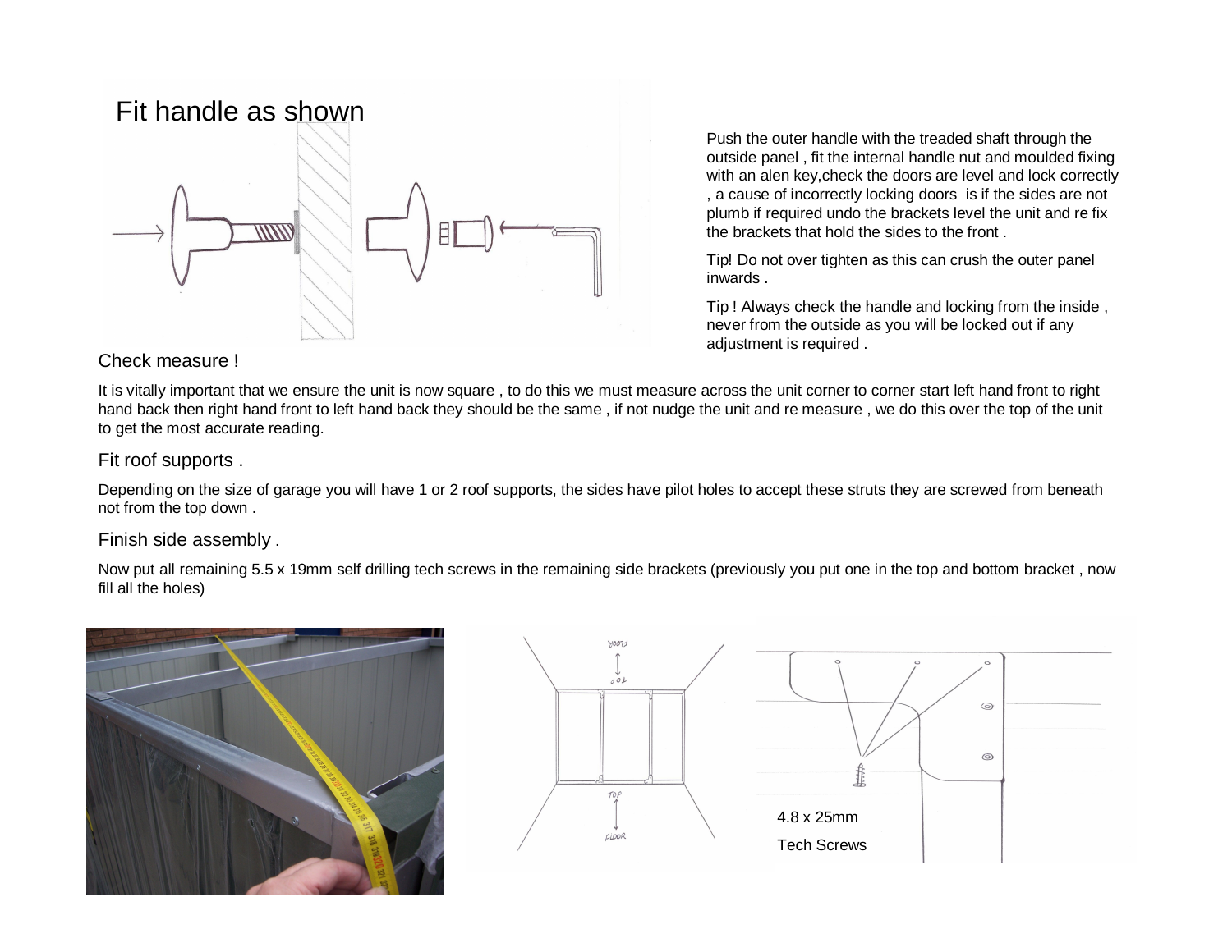## Fit handle as shown

Push the outer handle with the treaded shaft through the outside panel , fit the internal handle nut and moulded fixing with an alen key,check the doors are level and lock correctly , a cause of incorrectly locking doors is if the sides are not plumb if required undo the brackets level the unit and re fix the brackets that hold the sides to the front .

Tip! Do not over tighten as this can crush the outer panel inwards .

Tip ! Always check the handle and locking from the inside , never from the outside as you will be locked out if any adjustment is required .

### Check measure !

It is vitally important that we ensure the unit is now square , to do this we must measure across the unit corner to corner start left hand front to right hand back then right hand front to left hand back they should be the same , if not nudge the unit and re measure , we do this over the top of the unit to get the most accurate reading.

### Fit roof supports .

Depending on the size of garage you will have 1 or 2 roof supports, the sides have pilot holes to accept these struts they are screwed from beneath not from the top down .

### Finish side assembly .

Now put all remaining 5.5 x 19mm self drilling tech screws in the remaining side brackets (previously you put one in the top and bottom bracket , now fill all the holes)

4.8 x 25mm

Tech Screws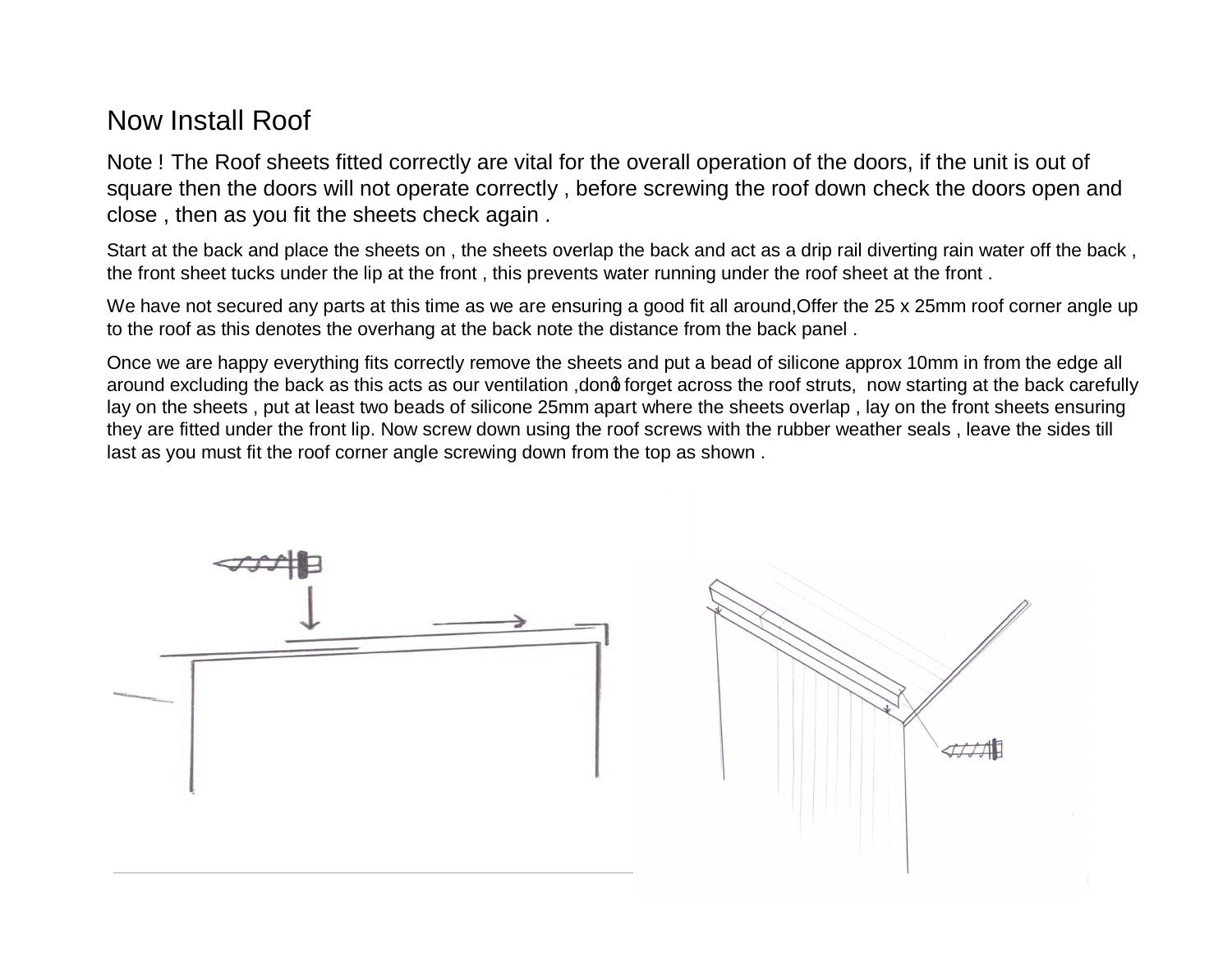# Now Install Roof

Note ! The Roof sheets fitted correctly are vital for the overall operation of the doors, if the unit is out of square then the doors will not operate correctly , before screwing the roof down check the doors open and close , then as you fit the sheets check again .

Start at the back and place the sheets on , the sheets overlap the back and act as a drip rail diverting rain water off the back , the front sheet tucks under the lip at the front , this prevents water running under the roof sheet at the front .

We have not secured any parts at this time as we are ensuring a good fit all around,Offer the 25 x 25mm roof corner angle up to the roof as this denotes the overhang at the back note the distance from the back panel .

Once we are happy everything fits correctly remove the sheets and put a bead of silicone approx 10mm in from the edge all around excluding the back as this acts as our ventilation ,don't forget across the roof struts, now starting at the back carefully lay on the sheets , put at least two beads of silicone 25mm apart where the sheets overlap , lay on the front sheets ensuring they are fitted under the front lip. Now screw down using the roof screws with the rubber weather seals , leave the sides till last as you must fit the roof corner angle screwing down from the top as shown .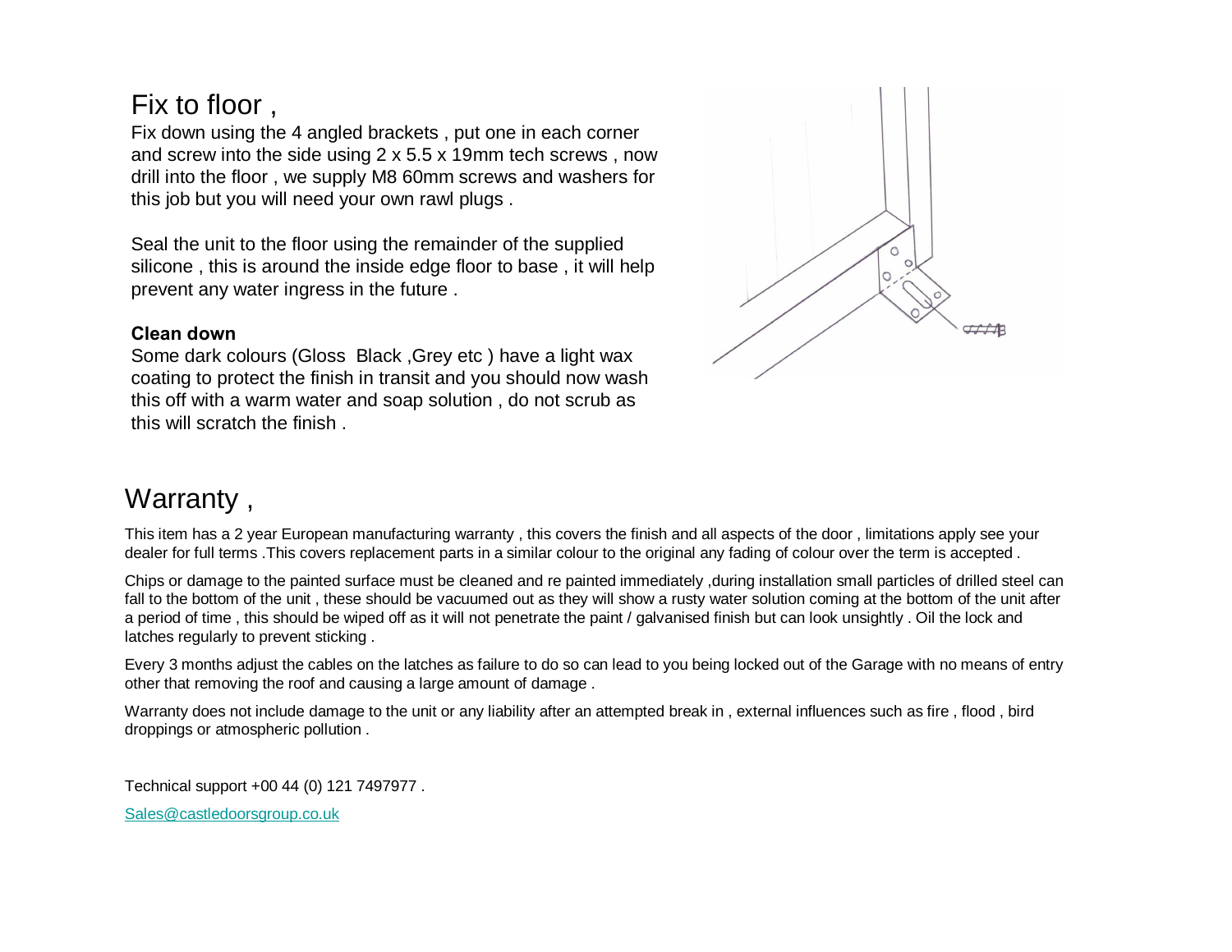## Fix to floor ,

Fix down using the 4 angled brackets , put one in each corner and screw into the side using 2 x 5.5 x 19mm tech screws , now drill into the floor , we supply M8 60mm screws and washers for this job but you will need your own rawl plugs .

Seal the unit to the floor using the remainder of the supplied silicone , this is around the inside edge floor to base , it will help prevent any water ingress in the future .

**Clean down**

Some dark colours (Gloss Black ,Grey etc ) have a light wax coating to protect the finish in transit and you should now wash this off with a warm water and soap solution , do not scrub as this will scratch the finish .

## Warranty ,

This item has a 2 year European manufacturing warranty , this covers the finish and all aspects of the door , limitations apply see your dealer for full terms .This covers replacement parts in a similar colour to the original any fading of colour over the term is accepted .

Chips or damage to the painted surface must be cleaned and re painted immediately ,during installation small particles of drilled steel can fall to the bottom of the unit , these should be vacuumed out as they will show a rusty water solution coming at the bottom of the unit after a period of time , this should be wiped off as it will not penetrate the paint / galvanised finish but can look unsightly . Oil the lock and latches regularly to prevent sticking .

Every 3 months adjust the cables on the latches as failure to do so can lead to you being locked out of the Garage with no means of entry other that removing the roof and causing a large amount of damage .

Warranty does not include damage to the unit or any liability after an attempted break in , external influences such as fire , flood , bird droppings or atmospheric pollution .

Technical support +00 44 (0) 121 7497977 .

Sales@castledoorsgroup.co.uk